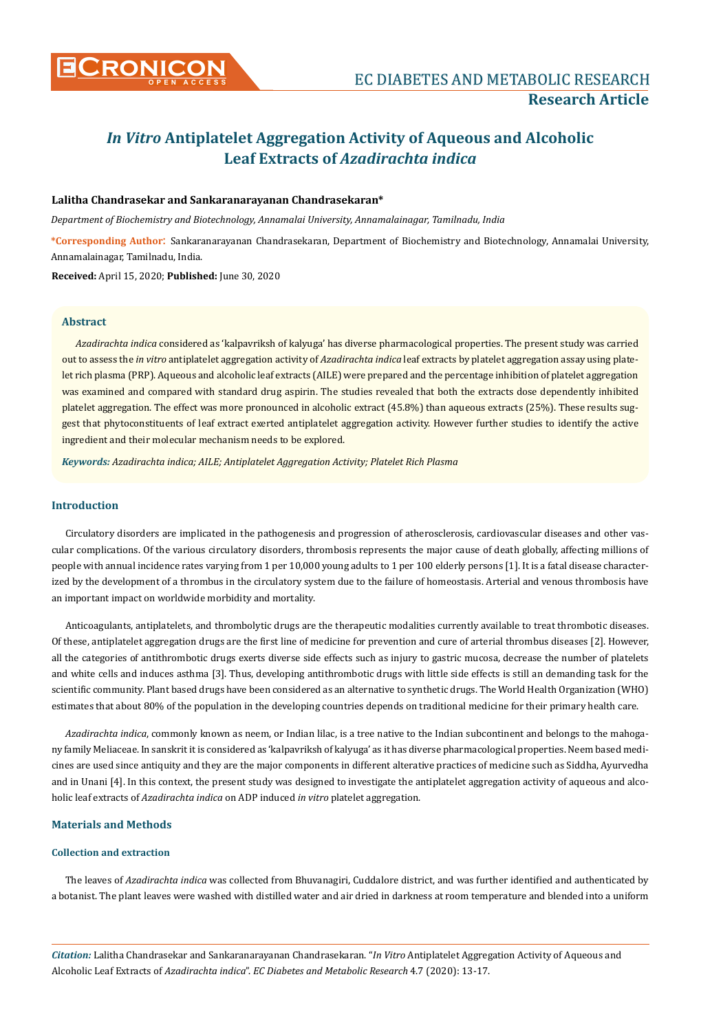# *In Vitro* Antiplatelet Aggregation Activity of Aqueous and Alcoholic Leaf Extracts of *Azadirachta indica*

**Lalitha Chandrasekar and Sankaranarayanan Chandrasekaran***

*Department of Biochemistry and Biotechnology, Annamalai University, Annamalainagar, Tamilnadu, India*

**\*Corresponding Author:** Sankaranarayanan Chandrasekaran, Department of Biochemistry and Biotechnology, Annamalai University, Annamalainagar, Tamilnadu, India.

**Received:** April 15, 2020; **Published:** June 30, 2020

## Abstract

*Azadirachta indica* considered as 'kalpavriksh of kalyuga' has diverse pharmacological properties. The present study was carried out to assess the *in vitro* antiplatelet aggregation activity of *Azadirachta indica* leaf extracts by platelet aggregation assay using platelet rich plasma (PRP). Aqueous and alcoholic leaf extracts (AILE) were prepared and the percentage inhibition of platelet aggregation was examined and compared with standard drug aspirin. The studies revealed that both the extracts dose dependently inhibited platelet aggregation. The effect was more pronounced in alcoholic extract (45.8%) than aqueous extracts (25%). These results suggest that phytoconstituents of leaf extract exerted antiplatelet aggregation activity. However further studies to identify the active ingredient and their molecular mechanism needs to be explored.

***Keywords:** Azadirachta indica; AILE; Antiplatelet Aggregation Activity; Platelet Rich Plasma*

## Introduction

Circulatory disorders are implicated in the pathogenesis and progression of atherosclerosis, cardiovascular diseases and other vascular complications. Of the various circulatory disorders, thrombosis represents the major cause of death globally, affecting millions of people with annual incidence rates varying from 1 per 10,000 young adults to 1 per 100 elderly persons [1]. It is a fatal disease characterized by the development of a thrombus in the circulatory system due to the failure of homeostasis. Arterial and venous thrombosis have an important impact on worldwide morbidity and mortality.

Anticoagulants, antiplatelets, and thrombolytic drugs are the therapeutic modalities currently available to treat thrombotic diseases. Of these, antiplatelet aggregation drugs are the first line of medicine for prevention and cure of arterial thrombus diseases [2]. However, all the categories of antithrombotic drugs exerts diverse side effects such as injury to gastric mucosa, decrease the number of platelets and white cells and induces asthma [3]. Thus, developing antithrombotic drugs with little side effects is still an demanding task for the scientific community. Plant based drugs have been considered as an alternative to synthetic drugs. The World Health Organization (WHO) estimates that about 80% of the population in the developing countries depends on traditional medicine for their primary health care.

*Azadirachta indica*, commonly known as neem, or Indian lilac, is a tree native to the Indian subcontinent and belongs to the mahogany family Meliaceae. In sanskrit it is considered as 'kalpavriksh of kalyuga' as it has diverse pharmacological properties. Neem based medicines are used since antiquity and they are the major components in different alterative practices of medicine such as Siddha, Ayurvedha and in Unani [4]. In this context, the present study was designed to investigate the antiplatelet aggregation activity of aqueous and alcoholic leaf extracts of *Azadirachta indica* on ADP induced *in vitro* platelet aggregation.

## Materials and Methods

### Collection and extraction

The leaves of *Azadirachta indica* was collected from Bhuvanagiri, Cuddalore district, and was further identified and authenticated by a botanist. The plant leaves were washed with distilled water and air dried in darkness at room temperature and blended into a uniform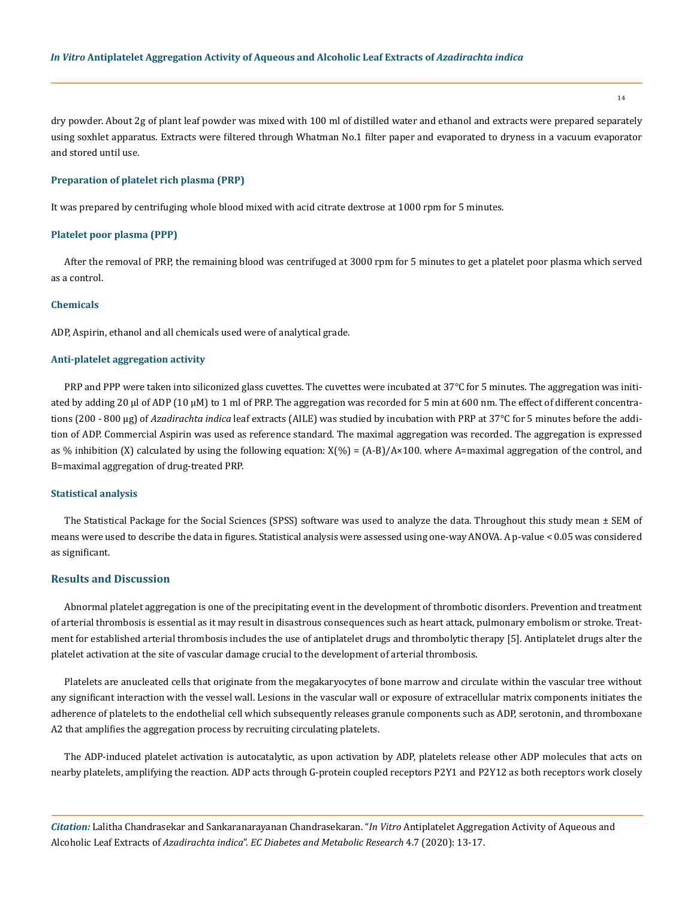dry powder. About 2g of plant leaf powder was mixed with 100 ml of distilled water and ethanol and extracts were prepared separately using soxhlet apparatus. Extracts were filtered through Whatman No.1 filter paper and evaporated to dryness in a vacuum evaporator and stored until use.

### Preparation of platelet rich plasma (PRP)

It was prepared by centrifuging whole blood mixed with acid citrate dextrose at 1000 rpm for 5 minutes.

### Platelet poor plasma (PPP)

After the removal of PRP, the remaining blood was centrifuged at 3000 rpm for 5 minutes to get a platelet poor plasma which served as a control.

### Chemicals

ADP, Aspirin, ethanol and all chemicals used were of analytical grade.

### Anti-platelet aggregation activity

PRP and PPP were taken into siliconized glass cuvettes. The cuvettes were incubated at 37°C for 5 minutes. The aggregation was initiated by adding 20 µl of ADP (10 µM) to 1 ml of PRP. The aggregation was recorded for 5 min at 600 nm. The effect of different concentrations (200 - 800 µg) of *Azadirachta indica* leaf extracts (AILE) was studied by incubation with PRP at 37°C for 5 minutes before the addition of ADP. Commercial Aspirin was used as reference standard. The maximal aggregation was recorded. The aggregation is expressed as % inhibition (X) calculated by using the following equation: $X(\%) = (A-B)/A \times 100$. where A=maximal aggregation of the control, and B=maximal aggregation of drug-treated PRP.

### Statistical analysis

The Statistical Package for the Social Sciences (SPSS) software was used to analyze the data. Throughout this study mean ± SEM of means were used to describe the data in figures. Statistical analysis were assessed using one-way ANOVA. A p-value $< 0.05$ was considered as significant.

## Results and Discussion

Abnormal platelet aggregation is one of the precipitating event in the development of thrombotic disorders. Prevention and treatment of arterial thrombosis is essential as it may result in disastrous consequences such as heart attack, pulmonary embolism or stroke. Treatment for established arterial thrombosis includes the use of antiplatelet drugs and thrombolytic therapy [5]. Antiplatelet drugs alter the platelet activation at the site of vascular damage crucial to the development of arterial thrombosis.

Platelets are anucleated cells that originate from the megakaryocytes of bone marrow and circulate within the vascular tree without any significant interaction with the vessel wall. Lesions in the vascular wall or exposure of extracellular matrix components initiates the adherence of platelets to the endothelial cell which subsequently releases granule components such as ADP, serotonin, and thromboxane A2 that amplifies the aggregation process by recruiting circulating platelets.

The ADP-induced platelet activation is autocatalytic, as upon activation by ADP, platelets release other ADP molecules that acts on nearby platelets, amplifying the reaction. ADP acts through G-protein coupled receptors P2Y1 and P2Y12 as both receptors work closely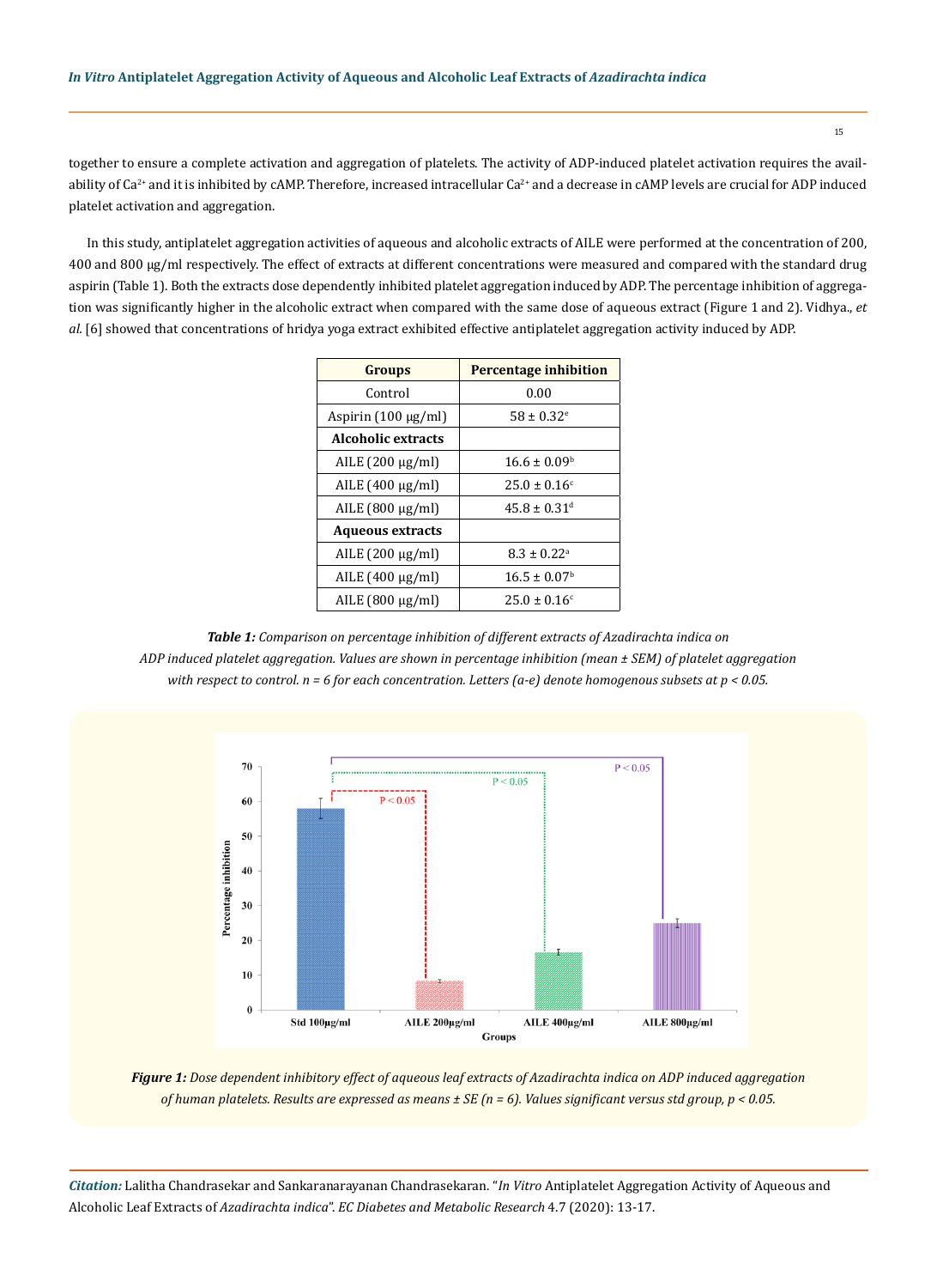together to ensure a complete activation and aggregation of platelets. The activity of ADP-induced platelet activation requires the availability of $Ca^{2+}$ and it is inhibited by cAMP. Therefore, increased intracellular $Ca^{2+}$ and a decrease in cAMP levels are crucial for ADP induced platelet activation and aggregation.

In this study, antiplatelet aggregation activities of aqueous and alcoholic extracts of AILE were performed at the concentration of 200, 400 and 800 µg/ml respectively. The effect of extracts at different concentrations were measured and compared with the standard drug aspirin (Table 1). Both the extracts dose dependently inhibited platelet aggregation induced by ADP. The percentage inhibition of aggregation was significantly higher in the alcoholic extract when compared with the same dose of aqueous extract (Figure 1 and 2). Vidhya., *et al.* [6] showed that concentrations of hridya yoga extract exhibited effective antiplatelet aggregation activity induced by ADP.

| Groups | Percentage inhibition |
|---|---|
| Control | 0.00 |
| Aspirin (100 µg/ml) | $58 \pm 0.32^{e}$ |
| **Alcoholic extracts** | |
| AILE (200 µg/ml) | $16.6 \pm 0.09^{b}$ |
| AILE (400 µg/ml) | $25.0 \pm 0.16^{c}$ |
| AILE (800 µg/ml) | $45.8 \pm 0.31^{d}$ |
| **Aqueous extracts** | |
| AILE (200 µg/ml) | $8.3 \pm 0.22^{a}$ |
| AILE (400 µg/ml) | $16.5 \pm 0.07^{b}$ |
| AILE (800 µg/ml) | $25.0 \pm 0.16^{c}$ |

***Table 1:*** *Comparison on percentage inhibition of different extracts of Azadirachta indica on ADP induced platelet aggregation. Values are shown in percentage inhibition (mean ± SEM) of platelet aggregation with respect to control. n = 6 for each concentration. Letters (a-e) denote homogenous subsets at p < 0.05.*

***Figure 1:*** *Dose dependent inhibitory effect of aqueous leaf extracts of Azadirachta indica on ADP induced aggregation of human platelets. Results are expressed as means ± SE (n = 6). Values significant versus std group, p < 0.05.*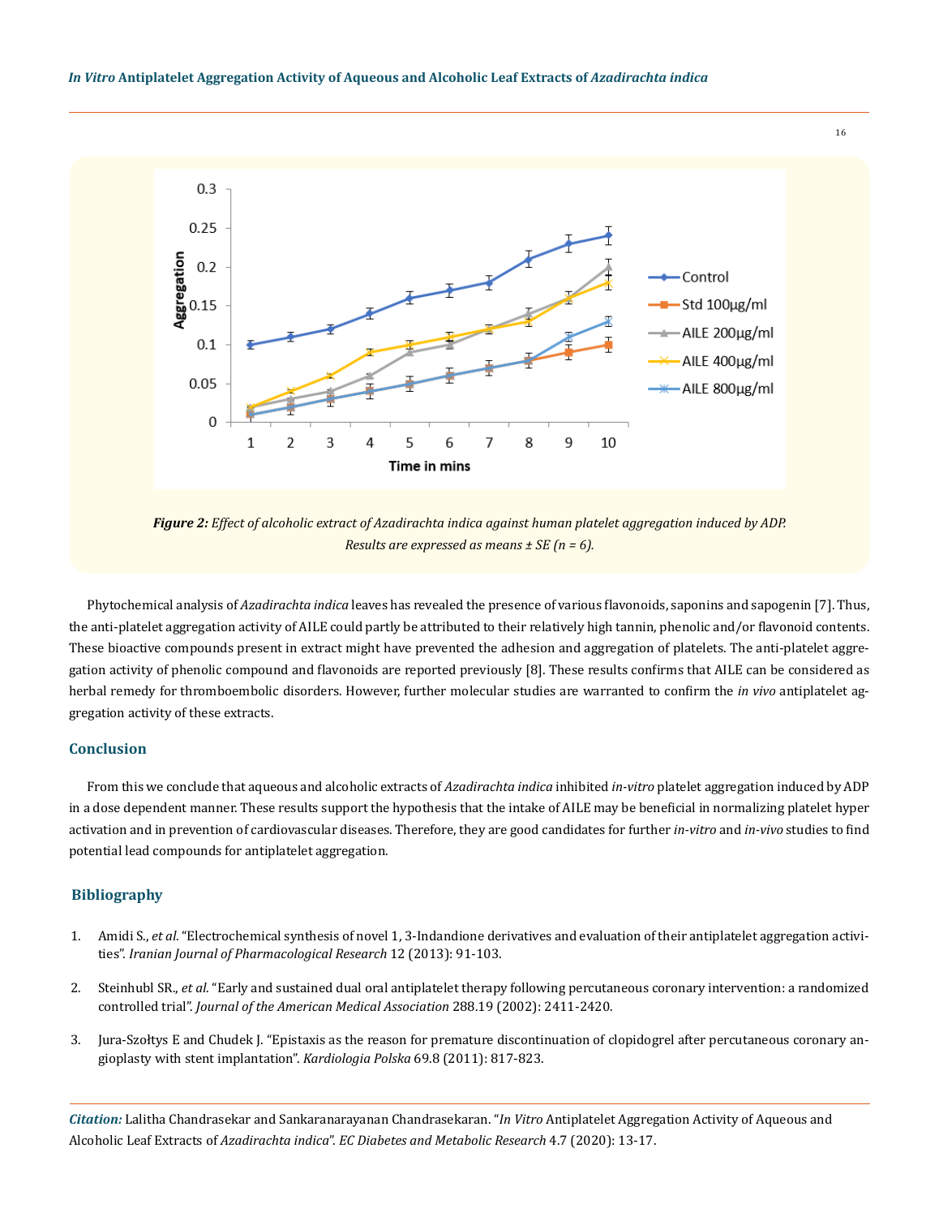*Figure 2: Effect of alcoholic extract of Azadirachta indica against human platelet aggregation induced by ADP. Results are expressed as means ± SE (n = 6).*

Phytochemical analysis of *Azadirachta indica* leaves has revealed the presence of various flavonoids, saponins and sapogenin [7]. Thus, the anti-platelet aggregation activity of AILE could partly be attributed to their relatively high tannin, phenolic and/or flavonoid contents. These bioactive compounds present in extract might have prevented the adhesion and aggregation of platelets. The anti-platelet aggregation activity of phenolic compound and flavonoids are reported previously [8]. These results confirms that AILE can be considered as herbal remedy for thromboembolic disorders. However, further molecular studies are warranted to confirm the *in vivo* antiplatelet aggregation activity of these extracts.

## Conclusion

From this we conclude that aqueous and alcoholic extracts of *Azadirachta indica* inhibited *in-vitro* platelet aggregation induced by ADP in a dose dependent manner. These results support the hypothesis that the intake of AILE may be beneficial in normalizing platelet hyper activation and in prevention of cardiovascular diseases. Therefore, they are good candidates for further *in-vitro* and *in-vivo* studies to find potential lead compounds for antiplatelet aggregation.

## Bibliography

1. Amidi S., *et al*. "Electrochemical synthesis of novel 1, 3-Indandione derivatives and evaluation of their antiplatelet aggregation activities". *Iranian Journal of Pharmacological Research* 12 (2013): 91-103.
2. Steinhubl SR., *et al*. "Early and sustained dual oral antiplatelet therapy following percutaneous coronary intervention: a randomized controlled trial". *Journal of the American Medical Association* 288.19 (2002): 2411-2420.
3. Jura-Szołtys E and Chudek J. "Epistaxis as the reason for premature discontinuation of clopidogrel after percutaneous coronary angioplasty with stent implantation". *Kardiologia Polska* 69.8 (2011): 817-823.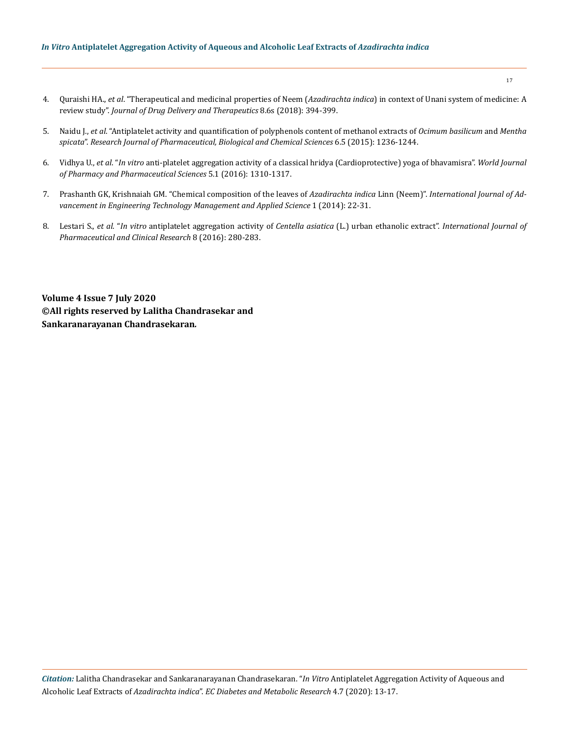4. Quraishi HA., *et al*. "Therapeutical and medicinal properties of Neem (*Azadirachta indica*) in context of Unani system of medicine: A review study". *Journal of Drug Delivery and Therapeutics* 8.6s (2018): 394-399.

5. Naidu J., *et al*. "Antiplatelet activity and quantification of polyphenols content of methanol extracts of *Ocimum basilicum* and *Mentha spicata*". *Research Journal of Pharmaceutical, Biological and Chemical Sciences* 6.5 (2015): 1236-1244.

6. Vidhya U., *et al*. "*In vitro* anti-platelet aggregation activity of a classical hridya (Cardioprotective) yoga of bhavamisra". *World Journal of Pharmacy and Pharmaceutical Sciences* 5.1 (2016): 1310-1317.

7. Prashanth GK, Krishnaiah GM. "Chemical composition of the leaves of *Azadirachta indica* Linn (Neem)". *International Journal of Advancement in Engineering Technology Management and Applied Science* 1 (2014): 22-31.

8. Lestari S., *et al*. "*In vitro* antiplatelet aggregation activity of *Centella asiatica* (L.) urban ethanolic extract". *International Journal of Pharmaceutical and Clinical Research* 8 (2016): 280-283.

**Volume 4 Issue 7 July 2020**
**©All rights reserved by Lalitha Chandrasekar and Sankaranarayanan Chandrasekaran.**